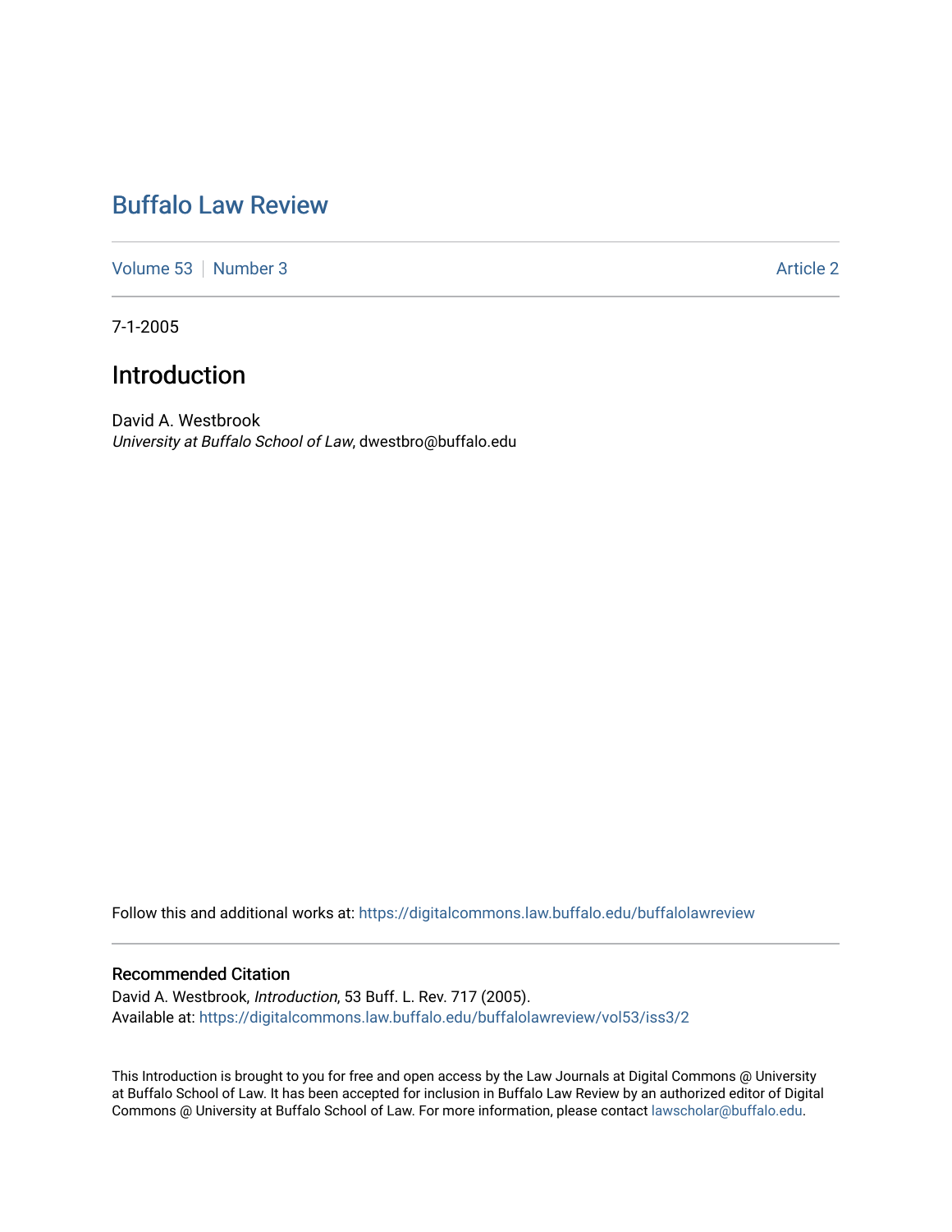# Buffalo Law Review

Volume 53 | Number 3 — Article 2

7-1-2005

## Introduction

David A. Westbrook
*University at Buffalo School of Law*, dwestbro@buffalo.edu

Follow this and additional works at: https://digitalcommons.law.buffalo.edu/buffalolawreview

### Recommended Citation

David A. Westbrook, *Introduction*, 53 Buff. L. Rev. 717 (2005).
Available at: https://digitalcommons.law.buffalo.edu/buffalolawreview/vol53/iss3/2

This Introduction is brought to you for free and open access by the Law Journals at Digital Commons @ University at Buffalo School of Law. It has been accepted for inclusion in Buffalo Law Review by an authorized editor of Digital Commons @ University at Buffalo School of Law. For more information, please contact lawscholar@buffalo.edu.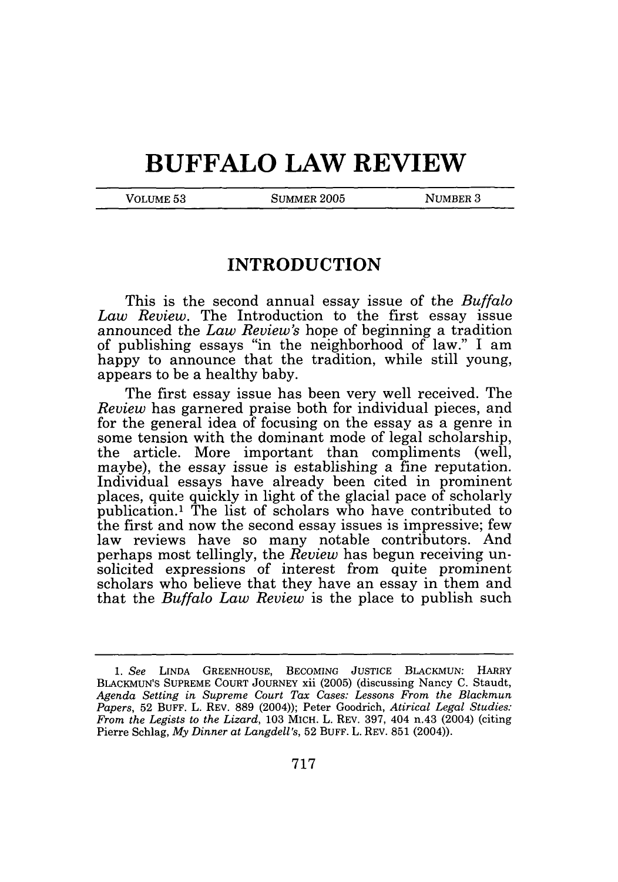# BUFFALO LAW REVIEW

VOLUME 53 SUMMER 2005 NUMBER 3

## INTRODUCTION

This is the second annual essay issue of the *Buffalo Law Review*. The Introduction to the first essay issue announced the *Law Review's* hope of beginning a tradition of publishing essays "in the neighborhood of law." I am happy to announce that the tradition, while still young, appears to be a healthy baby.

The first essay issue has been very well received. The *Review* has garnered praise both for individual pieces, and for the general idea of focusing on the essay as a genre in some tension with the dominant mode of legal scholarship, the article. More important than compliments (well, maybe), the essay issue is establishing a fine reputation. Individual essays have already been cited in prominent places, quite quickly in light of the glacial pace of scholarly publication.[1] The list of scholars who have contributed to the first and now the second essay issues is impressive; few law reviews have so many notable contributors. And perhaps most tellingly, the *Review* has begun receiving unsolicited expressions of interest from quite prominent scholars who believe that they have an essay in them and that the *Buffalo Law Review* is the place to publish such

---

1. *See* LINDA GREENHOUSE, BECOMING JUSTICE BLACKMUN: HARRY BLACKMUN'S SUPREME COURT JOURNEY xii (2005) (discussing Nancy C. Staudt, *Agenda Setting in Supreme Court Tax Cases: Lessons From the Blackmun Papers*, 52 BUFF. L. REV. 889 (2004)); Peter Goodrich, *Atirical Legal Studies: From the Legists to the Lizard*, 103 MICH. L. REV. 397, 404 n.43 (2004) (citing Pierre Schlag, *My Dinner at Langdell's*, 52 BUFF. L. REV. 851 (2004)).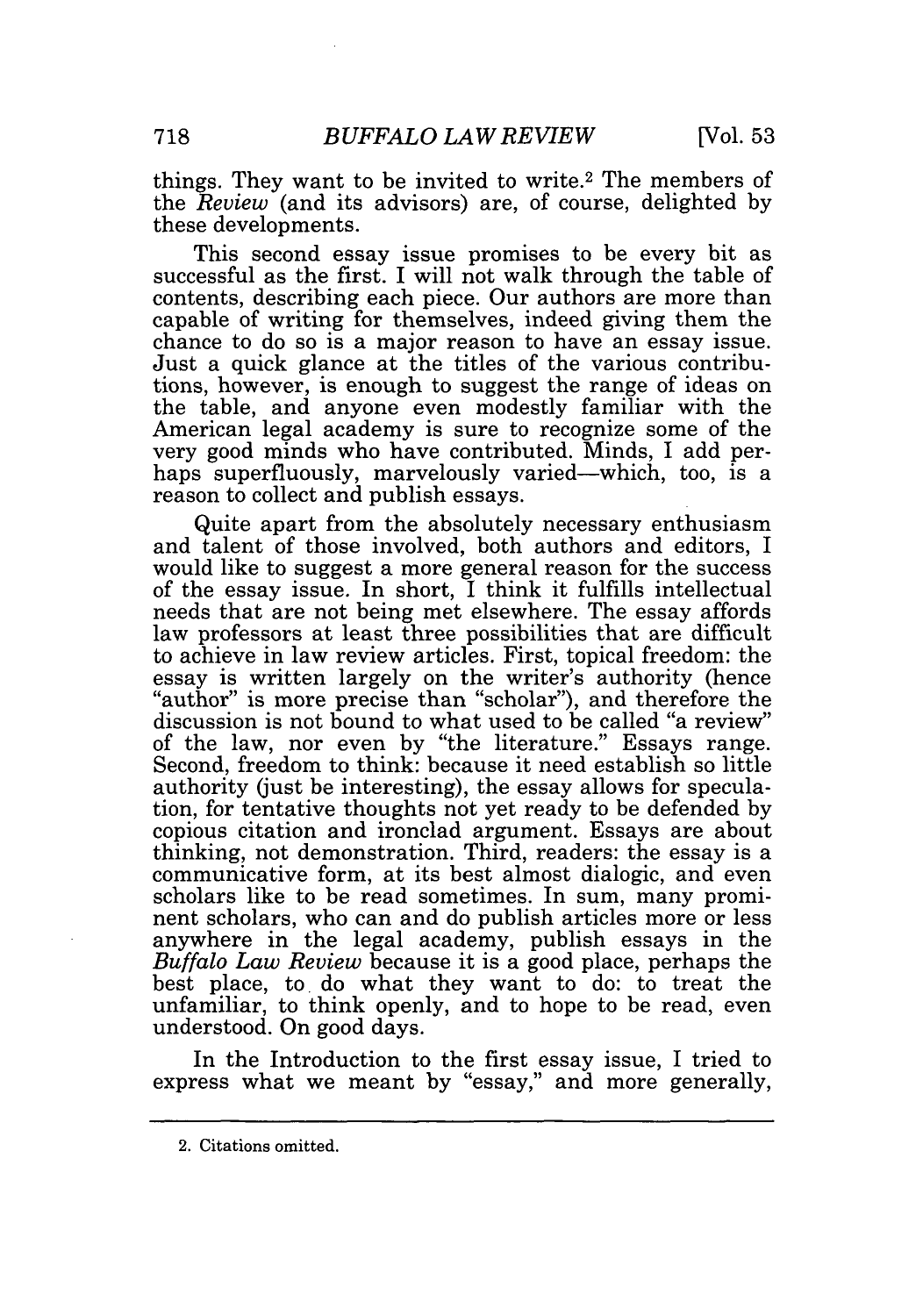things. They want to be invited to write.[2] The members of the *Review* (and its advisors) are, of course, delighted by these developments.

This second essay issue promises to be every bit as successful as the first. I will not walk through the table of contents, describing each piece. Our authors are more than capable of writing for themselves, indeed giving them the chance to do so is a major reason to have an essay issue. Just a quick glance at the titles of the various contributions, however, is enough to suggest the range of ideas on the table, and anyone even modestly familiar with the American legal academy is sure to recognize some of the very good minds who have contributed. Minds, I add perhaps superfluously, marvelously varied—which, too, is a reason to collect and publish essays.

Quite apart from the absolutely necessary enthusiasm and talent of those involved, both authors and editors, I would like to suggest a more general reason for the success of the essay issue. In short, I think it fulfills intellectual needs that are not being met elsewhere. The essay affords law professors at least three possibilities that are difficult to achieve in law review articles. First, topical freedom: the essay is written largely on the writer's authority (hence "author" is more precise than "scholar"), and therefore the discussion is not bound to what used to be called "a review" of the law, nor even by "the literature." Essays range. Second, freedom to think: because it need establish so little authority (just be interesting), the essay allows for speculation, for tentative thoughts not yet ready to be defended by copious citation and ironclad argument. Essays are about thinking, not demonstration. Third, readers: the essay is a communicative form, at its best almost dialogic, and even scholars like to be read sometimes. In sum, many prominent scholars, who can and do publish articles more or less anywhere in the legal academy, publish essays in the *Buffalo Law Review* because it is a good place, perhaps the best place, to do what they want to do: to treat the unfamiliar, to think openly, and to hope to be read, even understood. On good days.

In the Introduction to the first essay issue, I tried to express what we meant by "essay," and more generally,

---

2. Citations omitted.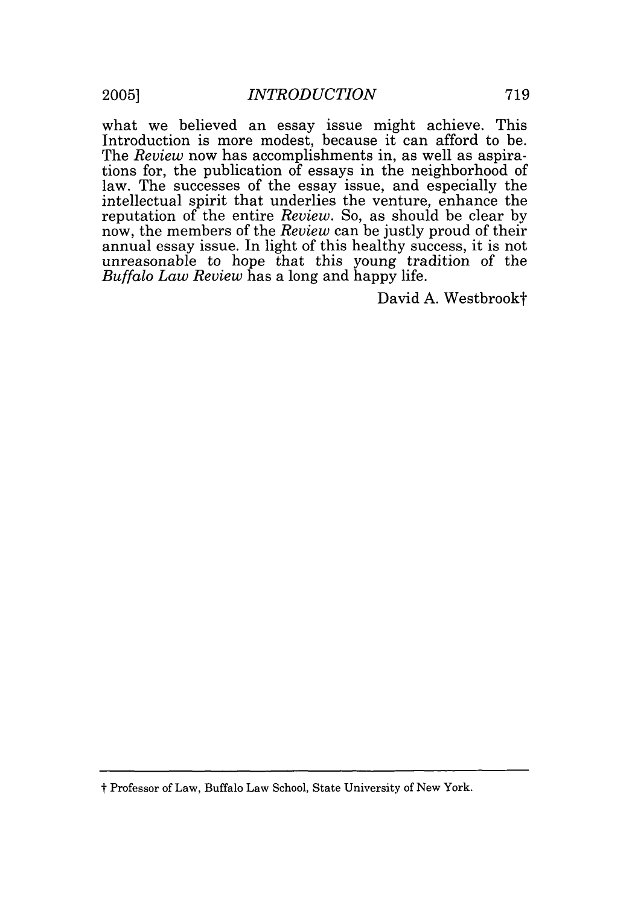what we believed an essay issue might achieve. This Introduction is more modest, because it can afford to be. The *Review* now has accomplishments in, as well as aspirations for, the publication of essays in the neighborhood of law. The successes of the essay issue, and especially the intellectual spirit that underlies the venture, enhance the reputation of the entire *Review*. So, as should be clear by now, the members of the *Review* can be justly proud of their annual essay issue. In light of this healthy success, it is not unreasonable to hope that this young tradition of the *Buffalo Law Review* has a long and happy life.

David A. Westbrook†

---

† Professor of Law, Buffalo Law School, State University of New York.